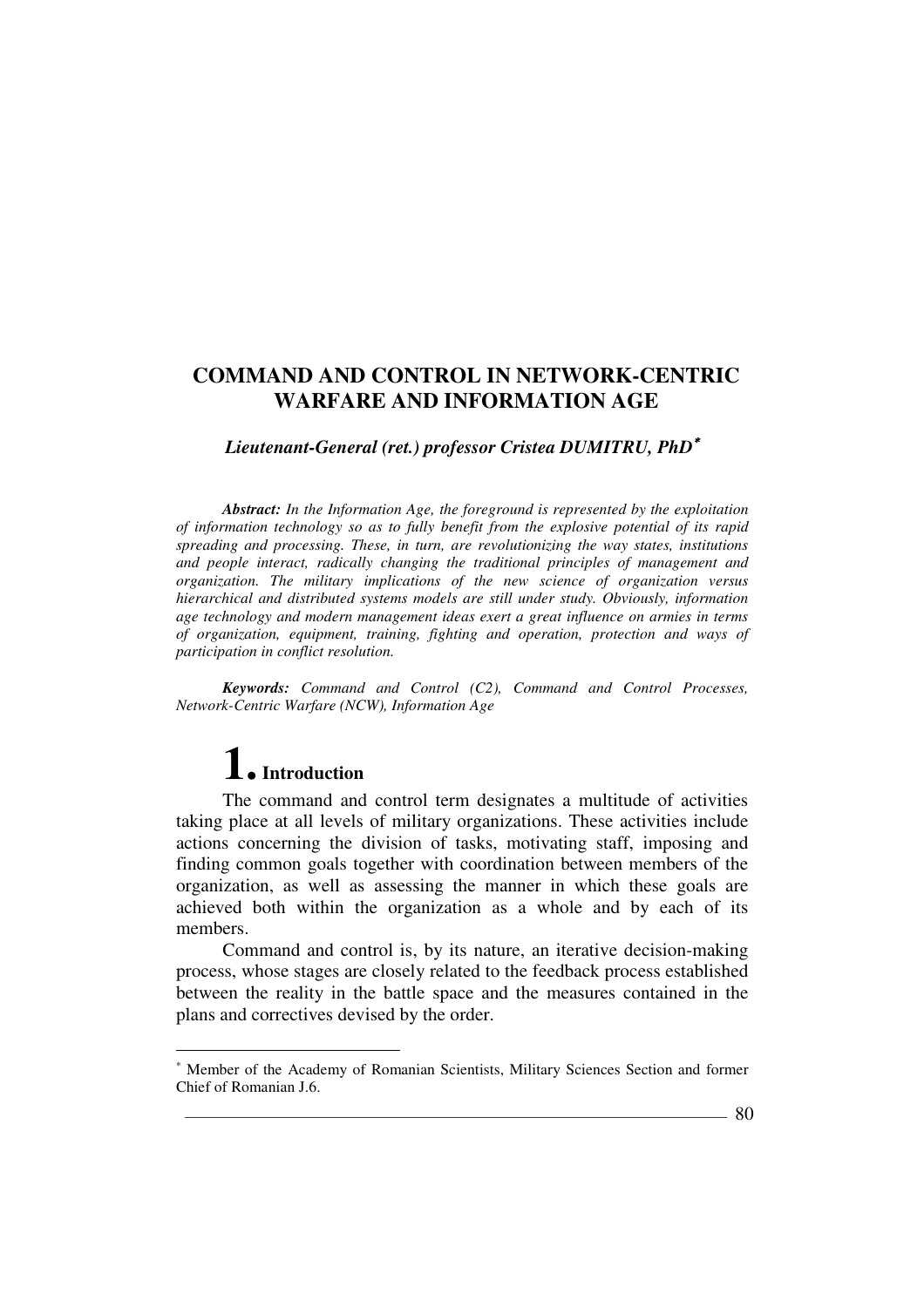# COMMAND AND CONTROL IN NETWORK-CENTRIC WARFARE AND INFORMATION AGE

***Lieutenant-General (ret.) professor Cristea DUMITRU, PhD*** [*]

***Abstract:*** *In the Information Age, the foreground is represented by the exploitation of information technology so as to fully benefit from the explosive potential of its rapid spreading and processing. These, in turn, are revolutionizing the way states, institutions and people interact, radically changing the traditional principles of management and organization. The military implications of the new science of organization versus hierarchical and distributed systems models are still under study. Obviously, information age technology and modern management ideas exert a great influence on armies in terms of organization, equipment, training, fighting and operation, protection and ways of participation in conflict resolution.*

***Keywords:*** *Command and Control (C2), Command and Control Processes, Network-Centric Warfare (NCW), Information Age*

## 1. Introduction

The command and control term designates a multitude of activities taking place at all levels of military organizations. These activities include actions concerning the division of tasks, motivating staff, imposing and finding common goals together with coordination between members of the organization, as well as assessing the manner in which these goals are achieved both within the organization as a whole and by each of its members.

Command and control is, by its nature, an iterative decision-making process, whose stages are closely related to the feedback process established between the reality in the battle space and the measures contained in the plans and correctives devised by the order.

---

[*] Member of the Academy of Romanian Scientists, Military Sciences Section and former Chief of Romanian J.6.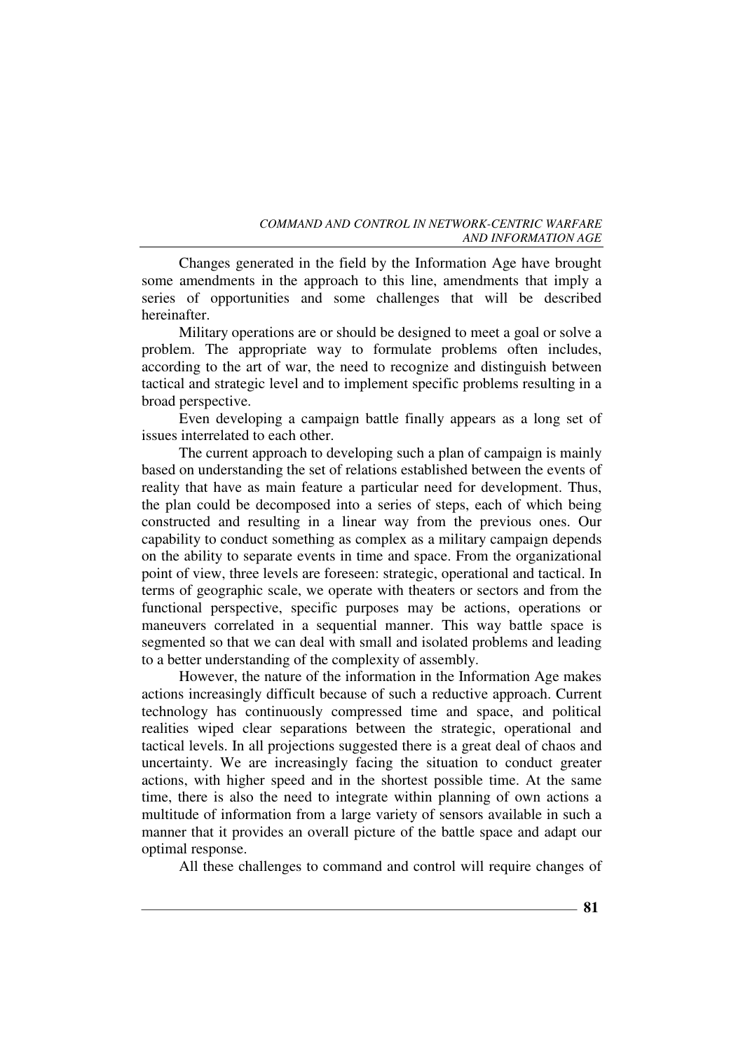Changes generated in the field by the Information Age have brought some amendments in the approach to this line, amendments that imply a series of opportunities and some challenges that will be described hereinafter.

Military operations are or should be designed to meet a goal or solve a problem. The appropriate way to formulate problems often includes, according to the art of war, the need to recognize and distinguish between tactical and strategic level and to implement specific problems resulting in a broad perspective.

Even developing a campaign battle finally appears as a long set of issues interrelated to each other.

The current approach to developing such a plan of campaign is mainly based on understanding the set of relations established between the events of reality that have as main feature a particular need for development. Thus, the plan could be decomposed into a series of steps, each of which being constructed and resulting in a linear way from the previous ones. Our capability to conduct something as complex as a military campaign depends on the ability to separate events in time and space. From the organizational point of view, three levels are foreseen: strategic, operational and tactical. In terms of geographic scale, we operate with theaters or sectors and from the functional perspective, specific purposes may be actions, operations or maneuvers correlated in a sequential manner. This way battle space is segmented so that we can deal with small and isolated problems and leading to a better understanding of the complexity of assembly.

However, the nature of the information in the Information Age makes actions increasingly difficult because of such a reductive approach. Current technology has continuously compressed time and space, and political realities wiped clear separations between the strategic, operational and tactical levels. In all projections suggested there is a great deal of chaos and uncertainty. We are increasingly facing the situation to conduct greater actions, with higher speed and in the shortest possible time. At the same time, there is also the need to integrate within planning of own actions a multitude of information from a large variety of sensors available in such a manner that it provides an overall picture of the battle space and adapt our optimal response.

All these challenges to command and control will require changes of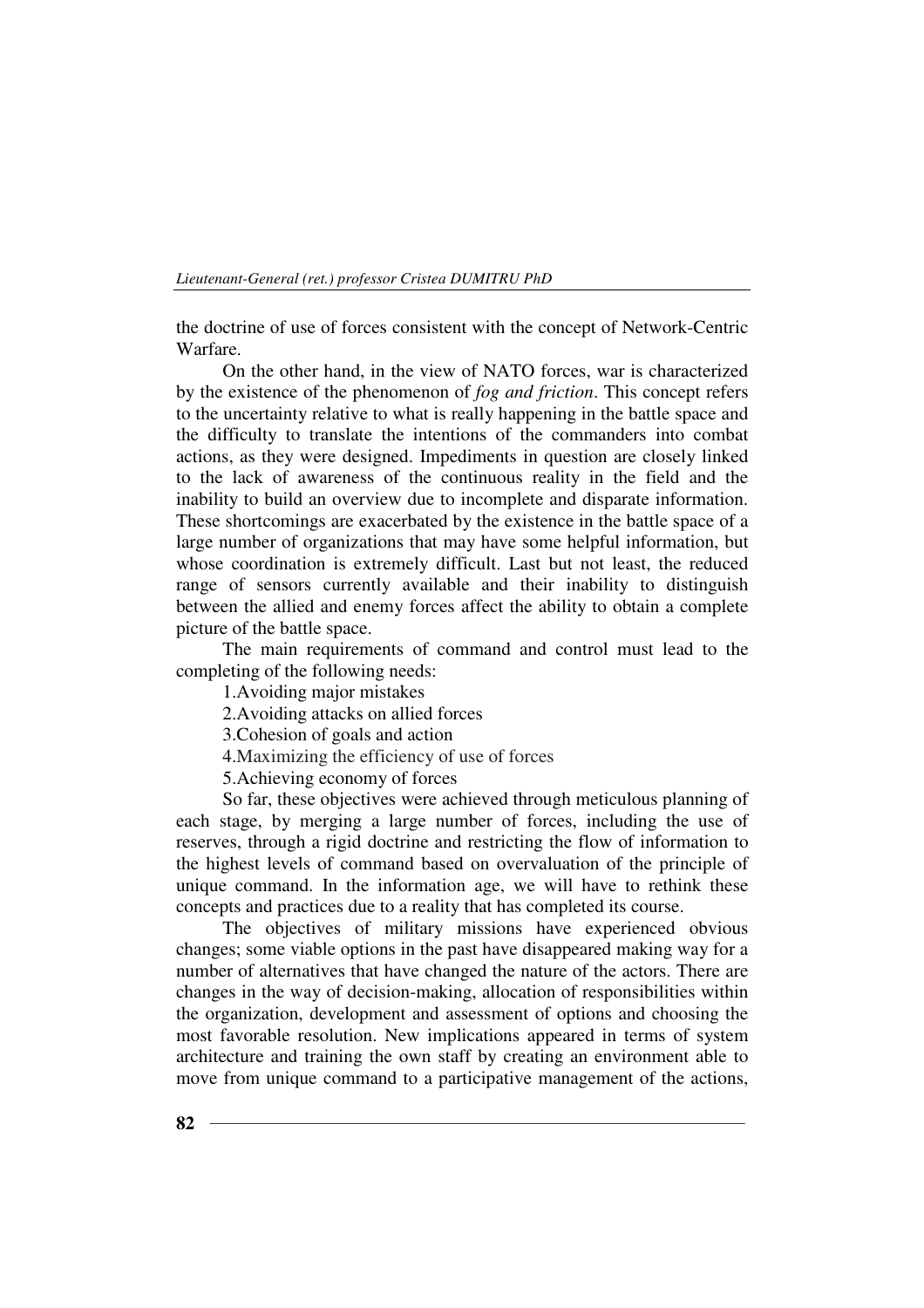the doctrine of use of forces consistent with the concept of Network-Centric Warfare.

On the other hand, in the view of NATO forces, war is characterized by the existence of the phenomenon of *fog and friction*. This concept refers to the uncertainty relative to what is really happening in the battle space and the difficulty to translate the intentions of the commanders into combat actions, as they were designed. Impediments in question are closely linked to the lack of awareness of the continuous reality in the field and the inability to build an overview due to incomplete and disparate information. These shortcomings are exacerbated by the existence in the battle space of a large number of organizations that may have some helpful information, but whose coordination is extremely difficult. Last but not least, the reduced range of sensors currently available and their inability to distinguish between the allied and enemy forces affect the ability to obtain a complete picture of the battle space.

The main requirements of command and control must lead to the completing of the following needs:

1. Avoiding major mistakes
2. Avoiding attacks on allied forces
3. Cohesion of goals and action
4. Maximizing the efficiency of use of forces
5. Achieving economy of forces

So far, these objectives were achieved through meticulous planning of each stage, by merging a large number of forces, including the use of reserves, through a rigid doctrine and restricting the flow of information to the highest levels of command based on overvaluation of the principle of unique command. In the information age, we will have to rethink these concepts and practices due to a reality that has completed its course.

The objectives of military missions have experienced obvious changes; some viable options in the past have disappeared making way for a number of alternatives that have changed the nature of the actors. There are changes in the way of decision-making, allocation of responsibilities within the organization, development and assessment of options and choosing the most favorable resolution. New implications appeared in terms of system architecture and training the own staff by creating an environment able to move from unique command to a participative management of the actions,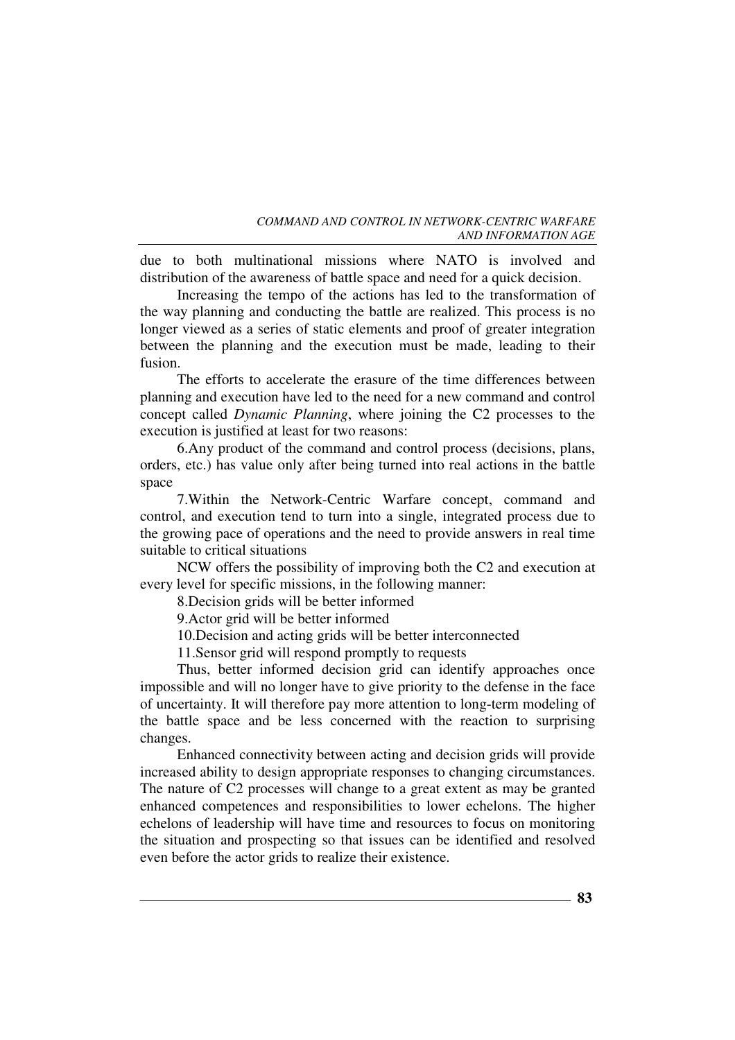due to both multinational missions where NATO is involved and distribution of the awareness of battle space and need for a quick decision.

Increasing the tempo of the actions has led to the transformation of the way planning and conducting the battle are realized. This process is no longer viewed as a series of static elements and proof of greater integration between the planning and the execution must be made, leading to their fusion.

The efforts to accelerate the erasure of the time differences between planning and execution have led to the need for a new command and control concept called *Dynamic Planning*, where joining the C2 processes to the execution is justified at least for two reasons:

6.Any product of the command and control process (decisions, plans, orders, etc.) has value only after being turned into real actions in the battle space

7.Within the Network-Centric Warfare concept, command and control, and execution tend to turn into a single, integrated process due to the growing pace of operations and the need to provide answers in real time suitable to critical situations

NCW offers the possibility of improving both the C2 and execution at every level for specific missions, in the following manner:

8.Decision grids will be better informed

9.Actor grid will be better informed

10.Decision and acting grids will be better interconnected

11.Sensor grid will respond promptly to requests

Thus, better informed decision grid can identify approaches once impossible and will no longer have to give priority to the defense in the face of uncertainty. It will therefore pay more attention to long-term modeling of the battle space and be less concerned with the reaction to surprising changes.

Enhanced connectivity between acting and decision grids will provide increased ability to design appropriate responses to changing circumstances. The nature of C2 processes will change to a great extent as may be granted enhanced competences and responsibilities to lower echelons. The higher echelons of leadership will have time and resources to focus on monitoring the situation and prospecting so that issues can be identified and resolved even before the actor grids to realize their existence.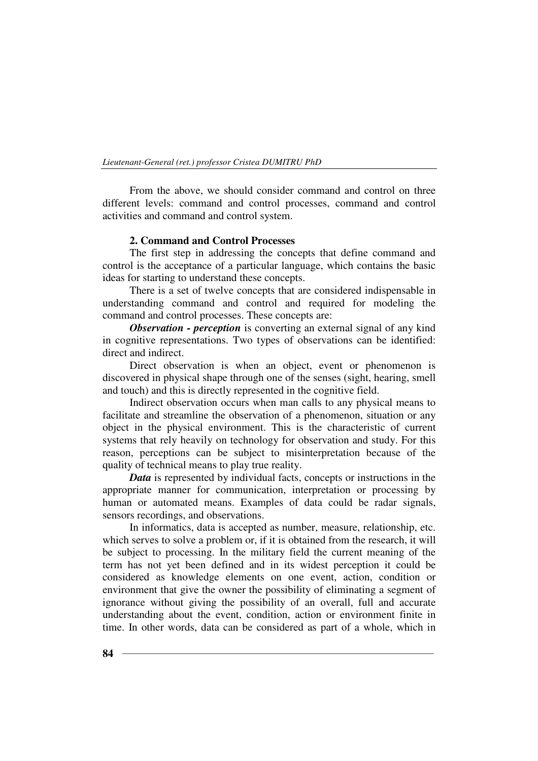From the above, we should consider command and control on three different levels: command and control processes, command and control activities and command and control system.

## 2. Command and Control Processes

The first step in addressing the concepts that define command and control is the acceptance of a particular language, which contains the basic ideas for starting to understand these concepts.

There is a set of twelve concepts that are considered indispensable in understanding command and control and required for modeling the command and control processes. These concepts are:

***Observation - perception*** is converting an external signal of any kind in cognitive representations. Two types of observations can be identified: direct and indirect.

Direct observation is when an object, event or phenomenon is discovered in physical shape through one of the senses (sight, hearing, smell and touch) and this is directly represented in the cognitive field.

Indirect observation occurs when man calls to any physical means to facilitate and streamline the observation of a phenomenon, situation or any object in the physical environment. This is the characteristic of current systems that rely heavily on technology for observation and study. For this reason, perceptions can be subject to misinterpretation because of the quality of technical means to play true reality.

***Data*** is represented by individual facts, concepts or instructions in the appropriate manner for communication, interpretation or processing by human or automated means. Examples of data could be radar signals, sensors recordings, and observations.

In informatics, data is accepted as number, measure, relationship, etc. which serves to solve a problem or, if it is obtained from the research, it will be subject to processing. In the military field the current meaning of the term has not yet been defined and in its widest perception it could be considered as knowledge elements on one event, action, condition or environment that give the owner the possibility of eliminating a segment of ignorance without giving the possibility of an overall, full and accurate understanding about the event, condition, action or environment finite in time. In other words, data can be considered as part of a whole, which in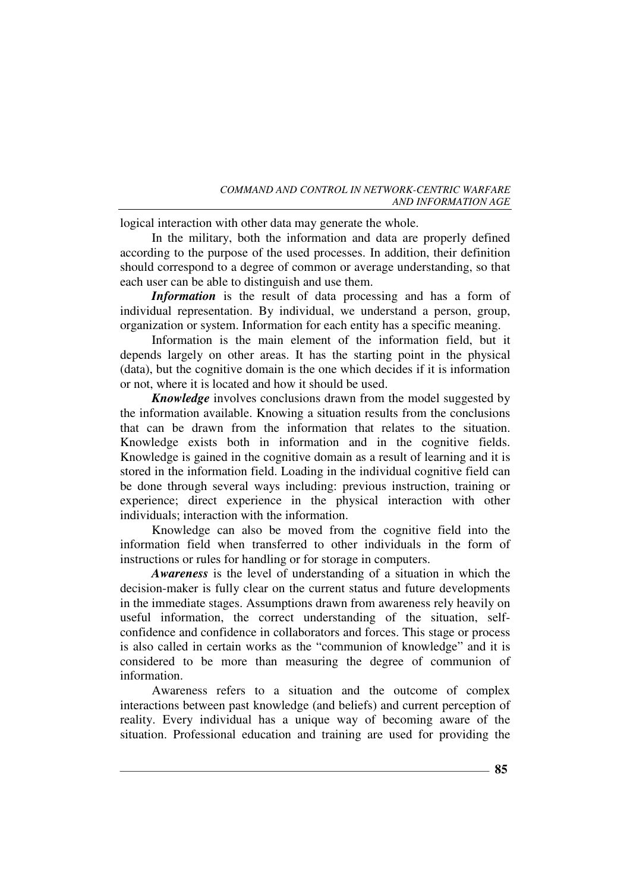logical interaction with other data may generate the whole.

In the military, both the information and data are properly defined according to the purpose of the used processes. In addition, their definition should correspond to a degree of common or average understanding, so that each user can be able to distinguish and use them.

***Information*** is the result of data processing and has a form of individual representation. By individual, we understand a person, group, organization or system. Information for each entity has a specific meaning.

Information is the main element of the information field, but it depends largely on other areas. It has the starting point in the physical (data), but the cognitive domain is the one which decides if it is information or not, where it is located and how it should be used.

***Knowledge*** involves conclusions drawn from the model suggested by the information available. Knowing a situation results from the conclusions that can be drawn from the information that relates to the situation. Knowledge exists both in information and in the cognitive fields. Knowledge is gained in the cognitive domain as a result of learning and it is stored in the information field. Loading in the individual cognitive field can be done through several ways including: previous instruction, training or experience; direct experience in the physical interaction with other individuals; interaction with the information.

Knowledge can also be moved from the cognitive field into the information field when transferred to other individuals in the form of instructions or rules for handling or for storage in computers.

***Awareness*** is the level of understanding of a situation in which the decision-maker is fully clear on the current status and future developments in the immediate stages. Assumptions drawn from awareness rely heavily on useful information, the correct understanding of the situation, self-confidence and confidence in collaborators and forces. This stage or process is also called in certain works as the "communion of knowledge" and it is considered to be more than measuring the degree of communion of information.

Awareness refers to a situation and the outcome of complex interactions between past knowledge (and beliefs) and current perception of reality. Every individual has a unique way of becoming aware of the situation. Professional education and training are used for providing the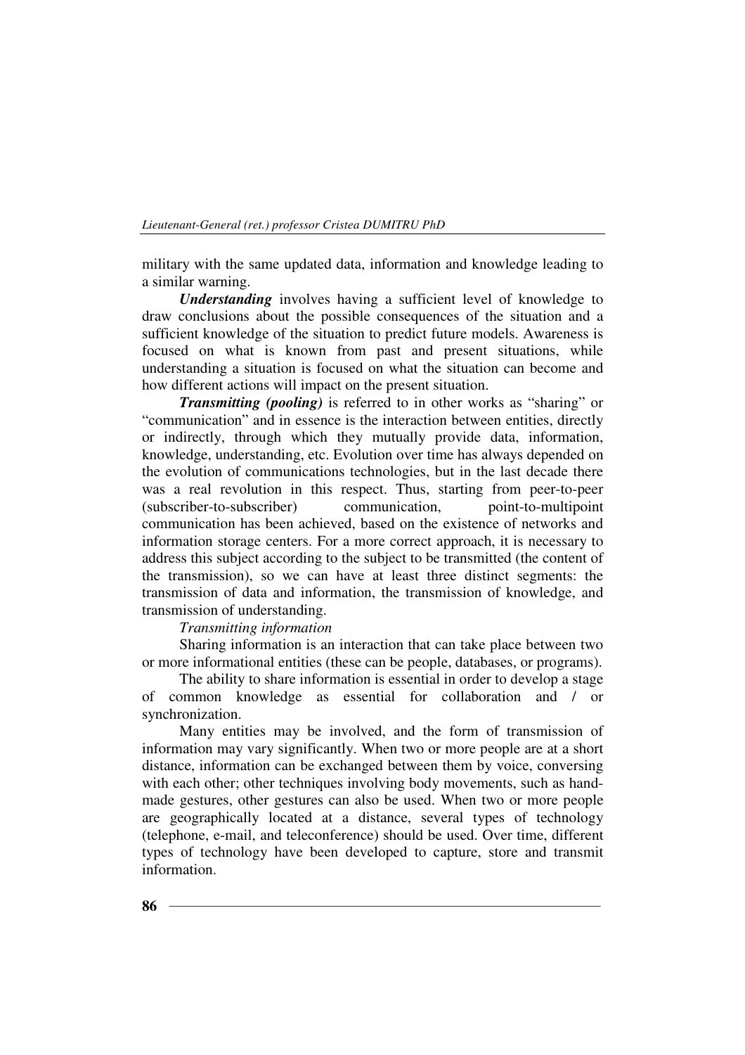military with the same updated data, information and knowledge leading to a similar warning.

***Understanding*** involves having a sufficient level of knowledge to draw conclusions about the possible consequences of the situation and a sufficient knowledge of the situation to predict future models. Awareness is focused on what is known from past and present situations, while understanding a situation is focused on what the situation can become and how different actions will impact on the present situation.

***Transmitting (pooling)*** is referred to in other works as "sharing" or "communication" and in essence is the interaction between entities, directly or indirectly, through which they mutually provide data, information, knowledge, understanding, etc. Evolution over time has always depended on the evolution of communications technologies, but in the last decade there was a real revolution in this respect. Thus, starting from peer-to-peer (subscriber-to-subscriber) communication, point-to-multipoint communication has been achieved, based on the existence of networks and information storage centers. For a more correct approach, it is necessary to address this subject according to the subject to be transmitted (the content of the transmission), so we can have at least three distinct segments: the transmission of data and information, the transmission of knowledge, and transmission of understanding.

*Transmitting information*

Sharing information is an interaction that can take place between two or more informational entities (these can be people, databases, or programs).

The ability to share information is essential in order to develop a stage of common knowledge as essential for collaboration and / or synchronization.

Many entities may be involved, and the form of transmission of information may vary significantly. When two or more people are at a short distance, information can be exchanged between them by voice, conversing with each other; other techniques involving body movements, such as hand-made gestures, other gestures can also be used. When two or more people are geographically located at a distance, several types of technology (telephone, e-mail, and teleconference) should be used. Over time, different types of technology have been developed to capture, store and transmit information.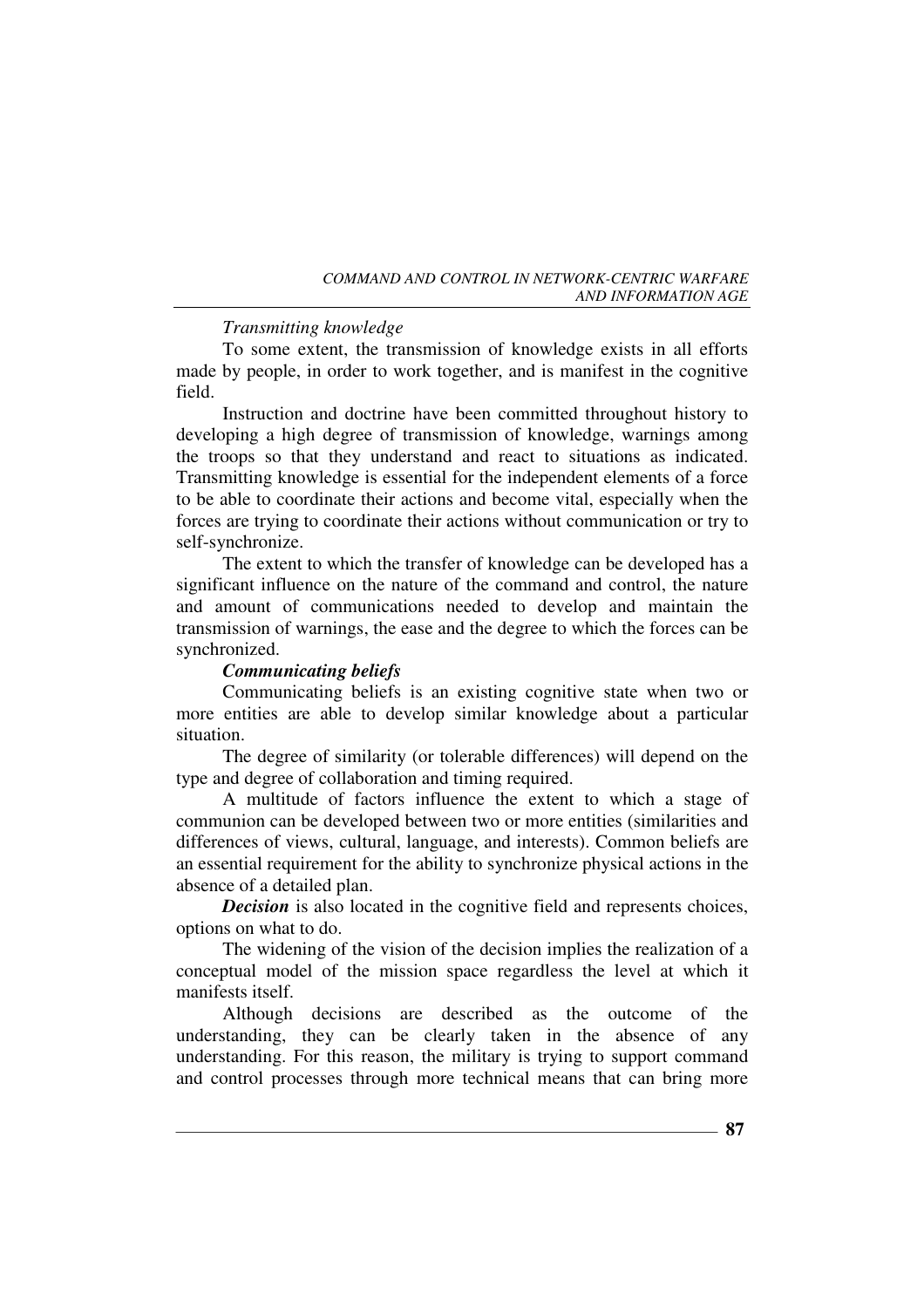*Transmitting knowledge*

To some extent, the transmission of knowledge exists in all efforts made by people, in order to work together, and is manifest in the cognitive field.

Instruction and doctrine have been committed throughout history to developing a high degree of transmission of knowledge, warnings among the troops so that they understand and react to situations as indicated. Transmitting knowledge is essential for the independent elements of a force to be able to coordinate their actions and become vital, especially when the forces are trying to coordinate their actions without communication or try to self-synchronize.

The extent to which the transfer of knowledge can be developed has a significant influence on the nature of the command and control, the nature and amount of communications needed to develop and maintain the transmission of warnings, the ease and the degree to which the forces can be synchronized.

***Communicating beliefs***

Communicating beliefs is an existing cognitive state when two or more entities are able to develop similar knowledge about a particular situation.

The degree of similarity (or tolerable differences) will depend on the type and degree of collaboration and timing required.

A multitude of factors influence the extent to which a stage of communion can be developed between two or more entities (similarities and differences of views, cultural, language, and interests). Common beliefs are an essential requirement for the ability to synchronize physical actions in the absence of a detailed plan.

***Decision*** is also located in the cognitive field and represents choices, options on what to do.

The widening of the vision of the decision implies the realization of a conceptual model of the mission space regardless the level at which it manifests itself.

Although decisions are described as the outcome of the understanding, they can be clearly taken in the absence of any understanding. For this reason, the military is trying to support command and control processes through more technical means that can bring more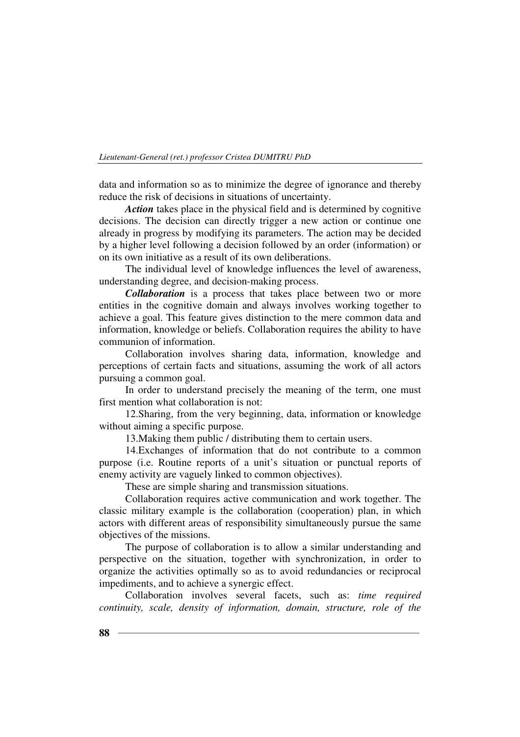data and information so as to minimize the degree of ignorance and thereby reduce the risk of decisions in situations of uncertainty.

***Action*** takes place in the physical field and is determined by cognitive decisions. The decision can directly trigger a new action or continue one already in progress by modifying its parameters. The action may be decided by a higher level following a decision followed by an order (information) or on its own initiative as a result of its own deliberations.

The individual level of knowledge influences the level of awareness, understanding degree, and decision-making process.

***Collaboration*** is a process that takes place between two or more entities in the cognitive domain and always involves working together to achieve a goal. This feature gives distinction to the mere common data and information, knowledge or beliefs. Collaboration requires the ability to have communion of information.

Collaboration involves sharing data, information, knowledge and perceptions of certain facts and situations, assuming the work of all actors pursuing a common goal.

In order to understand precisely the meaning of the term, one must first mention what collaboration is not:

12.Sharing, from the very beginning, data, information or knowledge without aiming a specific purpose.

13.Making them public / distributing them to certain users.

14.Exchanges of information that do not contribute to a common purpose (i.e. Routine reports of a unit's situation or punctual reports of enemy activity are vaguely linked to common objectives).

These are simple sharing and transmission situations.

Collaboration requires active communication and work together. The classic military example is the collaboration (cooperation) plan, in which actors with different areas of responsibility simultaneously pursue the same objectives of the missions.

The purpose of collaboration is to allow a similar understanding and perspective on the situation, together with synchronization, in order to organize the activities optimally so as to avoid redundancies or reciprocal impediments, and to achieve a synergic effect.

Collaboration involves several facets, such as: *time required continuity, scale, density of information, domain, structure, role of the*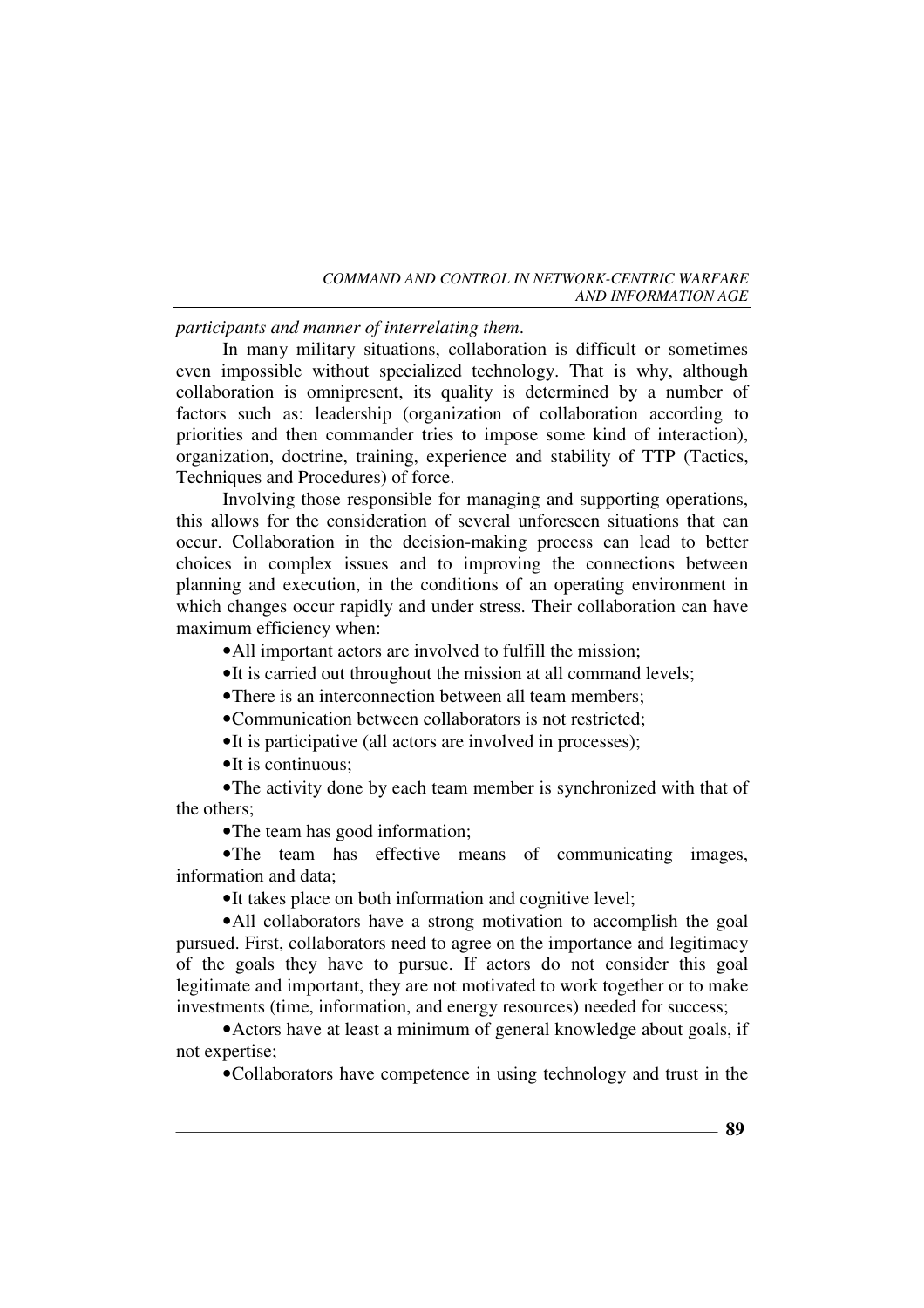*participants and manner of interrelating them.*

In many military situations, collaboration is difficult or sometimes even impossible without specialized technology. That is why, although collaboration is omnipresent, its quality is determined by a number of factors such as: leadership (organization of collaboration according to priorities and then commander tries to impose some kind of interaction), organization, doctrine, training, experience and stability of TTP (Tactics, Techniques and Procedures) of force.

Involving those responsible for managing and supporting operations, this allows for the consideration of several unforeseen situations that can occur. Collaboration in the decision-making process can lead to better choices in complex issues and to improving the connections between planning and execution, in the conditions of an operating environment in which changes occur rapidly and under stress. Their collaboration can have maximum efficiency when:

- All important actors are involved to fulfill the mission;
- It is carried out throughout the mission at all command levels;
- There is an interconnection between all team members;
- Communication between collaborators is not restricted;
- It is participative (all actors are involved in processes);
- It is continuous;
- The activity done by each team member is synchronized with that of the others;
- The team has good information;
- The team has effective means of communicating images, information and data;
- It takes place on both information and cognitive level;
- All collaborators have a strong motivation to accomplish the goal pursued. First, collaborators need to agree on the importance and legitimacy of the goals they have to pursue. If actors do not consider this goal legitimate and important, they are not motivated to work together or to make investments (time, information, and energy resources) needed for success;
- Actors have at least a minimum of general knowledge about goals, if not expertise;
- Collaborators have competence in using technology and trust in the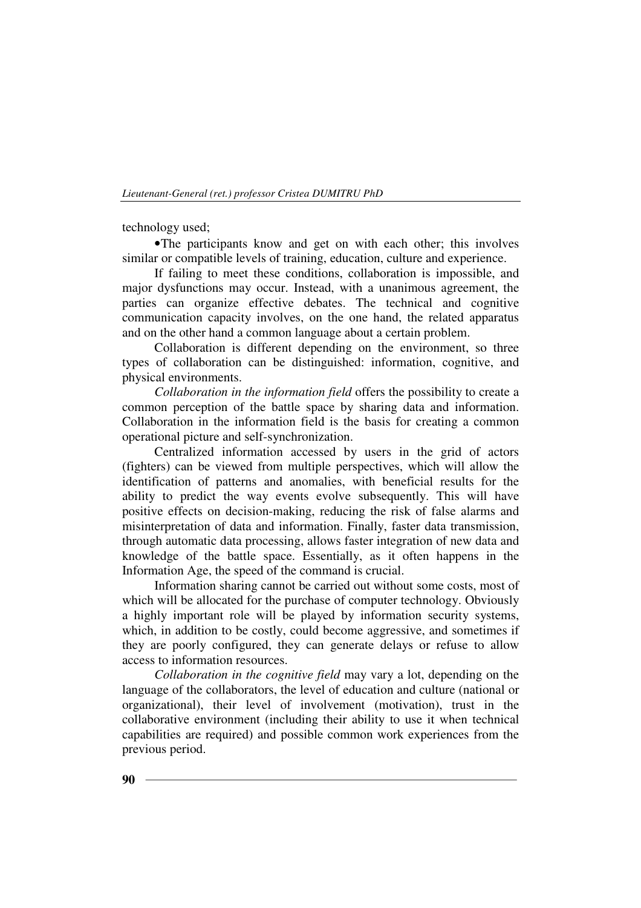technology used;

•The participants know and get on with each other; this involves similar or compatible levels of training, education, culture and experience.

If failing to meet these conditions, collaboration is impossible, and major dysfunctions may occur. Instead, with a unanimous agreement, the parties can organize effective debates. The technical and cognitive communication capacity involves, on the one hand, the related apparatus and on the other hand a common language about a certain problem.

Collaboration is different depending on the environment, so three types of collaboration can be distinguished: information, cognitive, and physical environments.

*Collaboration in the information field* offers the possibility to create a common perception of the battle space by sharing data and information. Collaboration in the information field is the basis for creating a common operational picture and self-synchronization.

Centralized information accessed by users in the grid of actors (fighters) can be viewed from multiple perspectives, which will allow the identification of patterns and anomalies, with beneficial results for the ability to predict the way events evolve subsequently. This will have positive effects on decision-making, reducing the risk of false alarms and misinterpretation of data and information. Finally, faster data transmission, through automatic data processing, allows faster integration of new data and knowledge of the battle space. Essentially, as it often happens in the Information Age, the speed of the command is crucial.

Information sharing cannot be carried out without some costs, most of which will be allocated for the purchase of computer technology. Obviously a highly important role will be played by information security systems, which, in addition to be costly, could become aggressive, and sometimes if they are poorly configured, they can generate delays or refuse to allow access to information resources.

*Collaboration in the cognitive field* may vary a lot, depending on the language of the collaborators, the level of education and culture (national or organizational), their level of involvement (motivation), trust in the collaborative environment (including their ability to use it when technical capabilities are required) and possible common work experiences from the previous period.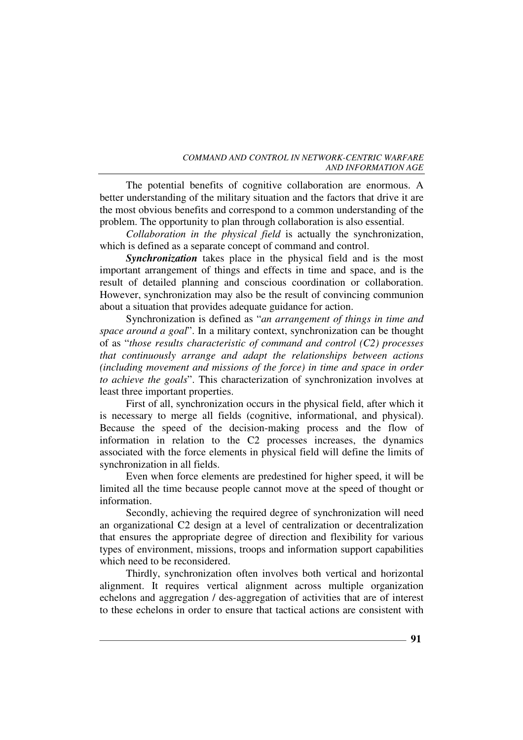The potential benefits of cognitive collaboration are enormous. A better understanding of the military situation and the factors that drive it are the most obvious benefits and correspond to a common understanding of the problem. The opportunity to plan through collaboration is also essential.

*Collaboration in the physical field* is actually the synchronization, which is defined as a separate concept of command and control.

***Synchronization*** takes place in the physical field and is the most important arrangement of things and effects in time and space, and is the result of detailed planning and conscious coordination or collaboration. However, synchronization may also be the result of convincing communion about a situation that provides adequate guidance for action.

Synchronization is defined as "*an arrangement of things in time and space around a goal*". In a military context, synchronization can be thought of as "*those results characteristic of command and control (C2) processes that continuously arrange and adapt the relationships between actions (including movement and missions of the force) in time and space in order to achieve the goals*". This characterization of synchronization involves at least three important properties.

First of all, synchronization occurs in the physical field, after which it is necessary to merge all fields (cognitive, informational, and physical). Because the speed of the decision-making process and the flow of information in relation to the C2 processes increases, the dynamics associated with the force elements in physical field will define the limits of synchronization in all fields.

Even when force elements are predestined for higher speed, it will be limited all the time because people cannot move at the speed of thought or information.

Secondly, achieving the required degree of synchronization will need an organizational C2 design at a level of centralization or decentralization that ensures the appropriate degree of direction and flexibility for various types of environment, missions, troops and information support capabilities which need to be reconsidered.

Thirdly, synchronization often involves both vertical and horizontal alignment. It requires vertical alignment across multiple organization echelons and aggregation / des-aggregation of activities that are of interest to these echelons in order to ensure that tactical actions are consistent with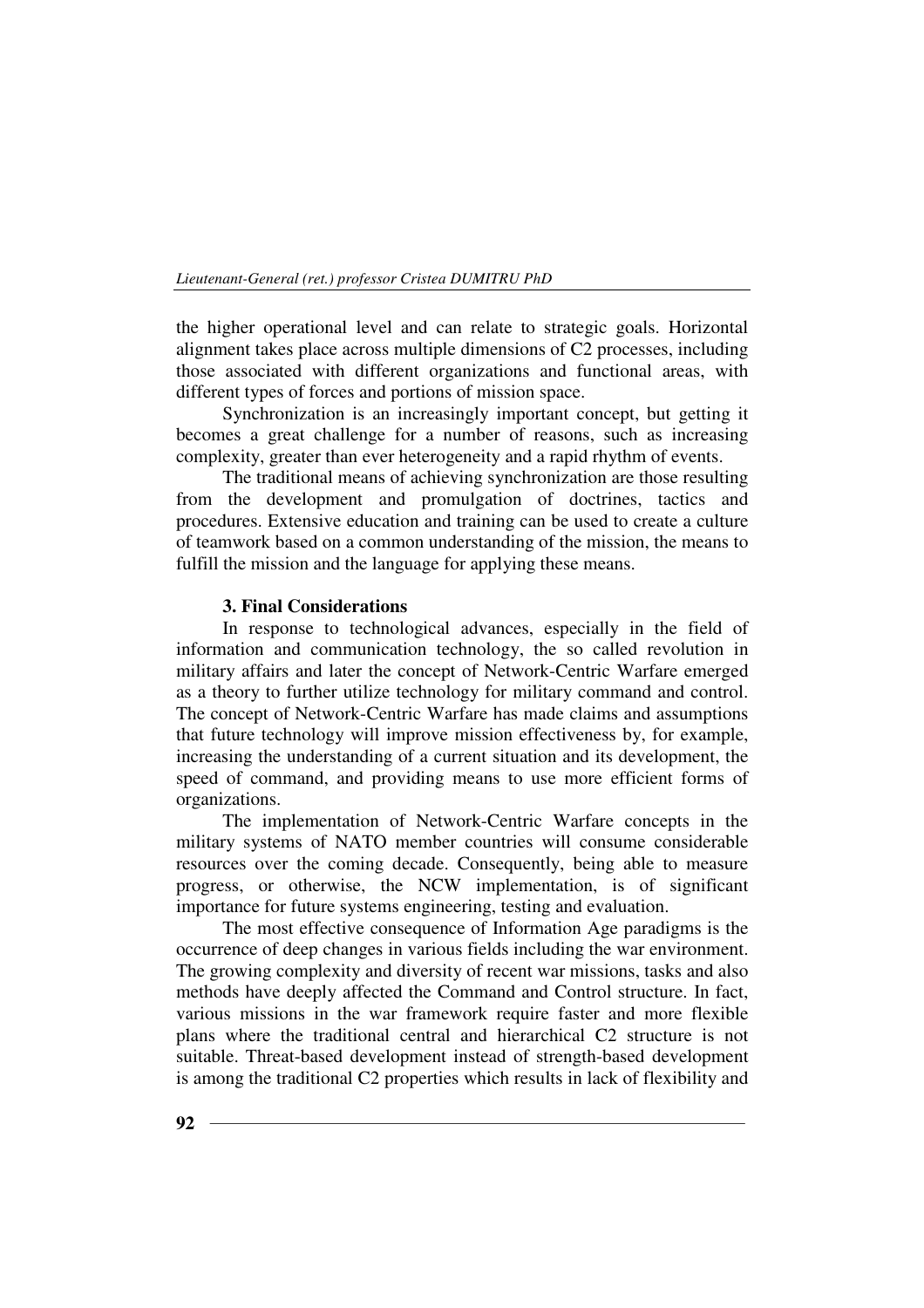the higher operational level and can relate to strategic goals. Horizontal alignment takes place across multiple dimensions of C2 processes, including those associated with different organizations and functional areas, with different types of forces and portions of mission space.

Synchronization is an increasingly important concept, but getting it becomes a great challenge for a number of reasons, such as increasing complexity, greater than ever heterogeneity and a rapid rhythm of events.

The traditional means of achieving synchronization are those resulting from the development and promulgation of doctrines, tactics and procedures. Extensive education and training can be used to create a culture of teamwork based on a common understanding of the mission, the means to fulfill the mission and the language for applying these means.

### 3. Final Considerations

In response to technological advances, especially in the field of information and communication technology, the so called revolution in military affairs and later the concept of Network-Centric Warfare emerged as a theory to further utilize technology for military command and control. The concept of Network-Centric Warfare has made claims and assumptions that future technology will improve mission effectiveness by, for example, increasing the understanding of a current situation and its development, the speed of command, and providing means to use more efficient forms of organizations.

The implementation of Network-Centric Warfare concepts in the military systems of NATO member countries will consume considerable resources over the coming decade. Consequently, being able to measure progress, or otherwise, the NCW implementation, is of significant importance for future systems engineering, testing and evaluation.

The most effective consequence of Information Age paradigms is the occurrence of deep changes in various fields including the war environment. The growing complexity and diversity of recent war missions, tasks and also methods have deeply affected the Command and Control structure. In fact, various missions in the war framework require faster and more flexible plans where the traditional central and hierarchical C2 structure is not suitable. Threat-based development instead of strength-based development is among the traditional C2 properties which results in lack of flexibility and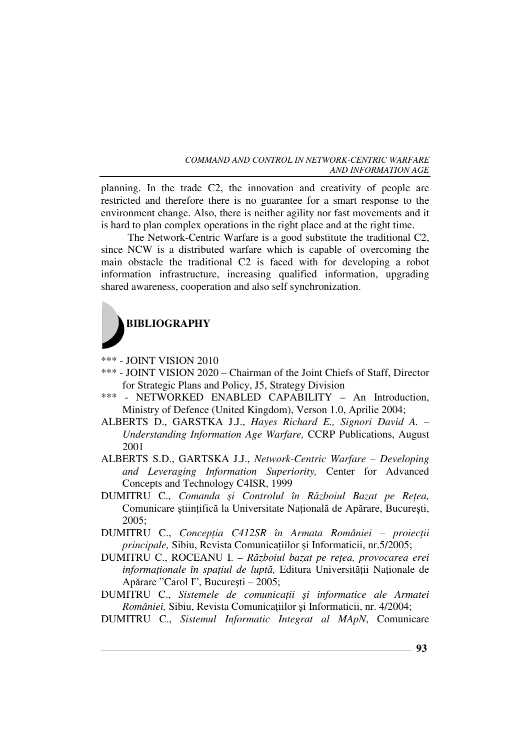planning. In the trade C2, the innovation and creativity of people are restricted and therefore there is no guarantee for a smart response to the environment change. Also, there is neither agility nor fast movements and it is hard to plan complex operations in the right place and at the right time.

The Network-Centric Warfare is a good substitute the traditional C2, since NCW is a distributed warfare which is capable of overcoming the main obstacle the traditional C2 is faced with for developing a robot information infrastructure, increasing qualified information, upgrading shared awareness, cooperation and also self synchronization.

## BIBLIOGRAPHY

*** - JOINT VISION 2010

*** - JOINT VISION 2020 – Chairman of the Joint Chiefs of Staff, Director for Strategic Plans and Policy, J5, Strategy Division

*** - NETWORKED ENABLED CAPABILITY – An Introduction, Ministry of Defence (United Kingdom), Verson 1.0, Aprilie 2004;

ALBERTS D., GARSTKA J.J., *Hayes Richard E., Signori David A. – Understanding Information Age Warfare,* CCRP Publications, August 2001

ALBERTS S.D., GARTSKA J.J., *Network-Centric Warfare – Developing and Leveraging Information Superiority,* Center for Advanced Concepts and Technology C4ISR, 1999

DUMITRU C., *Comanda şi Controlul în Războiul Bazat pe Rețea,* Comunicare ştiințifică la Universitate Națională de Apărare, Bucureşti, 2005;

DUMITRU C., *Concepția C412SR în Armata României – proiecții principale,* Sibiu, Revista Comunicațiilor şi Informaticii, nr.5/2005;

DUMITRU C., ROCEANU I. – *Războiul bazat pe rețea, provocarea erei informaționale în spațiul de luptă,* Editura Universității Naționale de Apărare "Carol I", Bucureşti – 2005;

DUMITRU C., *Sistemele de comunicații şi informatice ale Armatei României,* Sibiu, Revista Comunicațiilor şi Informaticii, nr. 4/2004;

DUMITRU C., *Sistemul Informatic Integrat al MApN*, Comunicare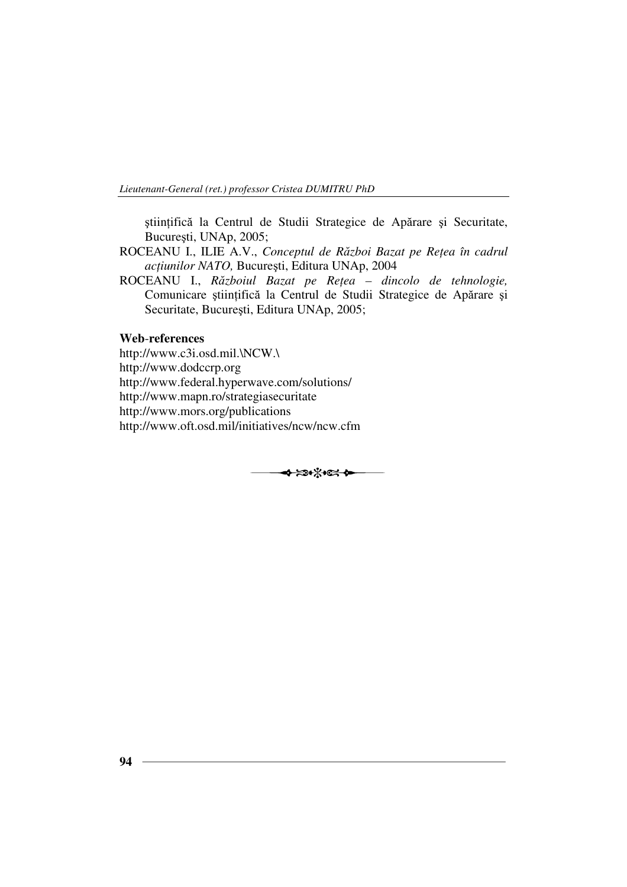ştiinţifică la Centrul de Studii Strategice de Apărare şi Securitate, Bucureşti, UNAp, 2005;

ROCEANU I., ILIE A.V., *Conceptul de Război Bazat pe Reţea în cadrul acţiunilor NATO,* Bucureşti, Editura UNAp, 2004

ROCEANU I., *Războiul Bazat pe Reţea – dincolo de tehnologie,* Comunicare ştiinţifică la Centrul de Studii Strategice de Apărare şi Securitate, Bucureşti, Editura UNAp, 2005;

**Web-references**

http://www.c3i.osd.mil.\NCW.\
http://www.dodccrp.org
http://www.federal.hyperwave.com/solutions/
http://www.mapn.ro/strategiasecuritate
http://www.mors.org/publications
http://www.oft.osd.mil/initiatives/ncw/ncw.cfm